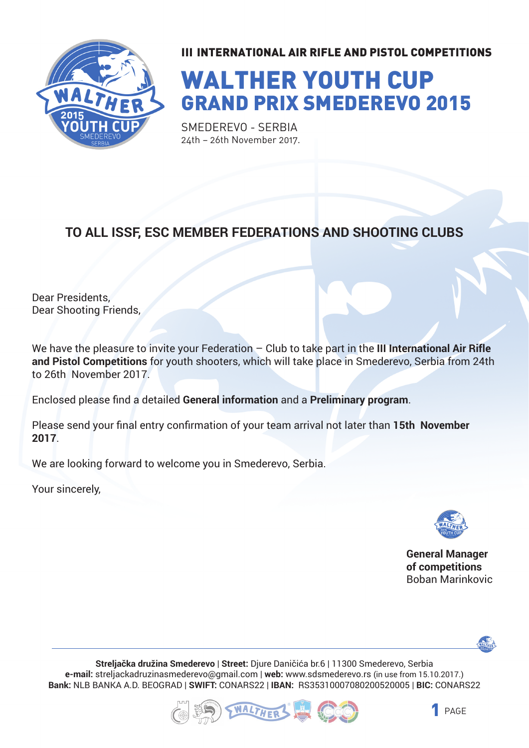### III INTERNATIONAL AIR RIFLE AND PISTOL COMPETITIONS

# WALTHER YOUTH CUP
## GRAND PRIX SMEDEREVO 2015

SMEDEREVO - SERBIA
24th – 26th November 2017.

## TO ALL ISSF, ESC MEMBER FEDERATIONS AND SHOOTING CLUBS

Dear Presidents,
Dear Shooting Friends,

We have the pleasure to invite your Federation – Club to take part in the **III International Air Rifle and Pistol Competitions** for youth shooters, which will take place in Smederevo, Serbia from 24th to 26th November 2017.

Enclosed please find a detailed **General information** and a **Preliminary program**.

Please send your final entry confirmation of your team arrival not later than **15th November 2017**.

We are looking forward to welcome you in Smederevo, Serbia.

Your sincerely,

**General Manager of competitions**
Boban Marinkovic

**Streljačka družina Smederevo** | **Street:** Djure Daničića br.6 | 11300 Smederevo, Serbia
**e-mail:** streljackadruzinasmederevo@gmail.com | **web:** www.sdsmederevo.rs (in use from 15.10.2017.)
**Bank:** NLB BANKA A.D. BEOGRAD | **SWIFT:** CONARS22 | **IBAN:** RS35310007080200520005 | **BIC:** CONARS22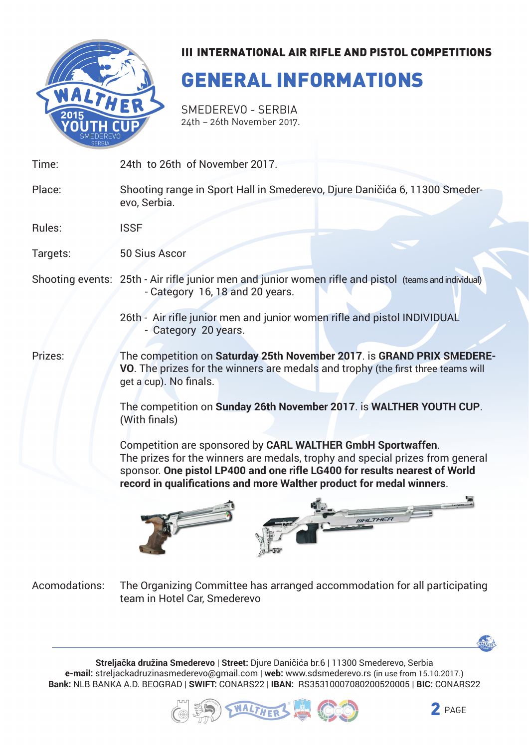### III INTERNATIONAL AIR RIFLE AND PISTOL COMPETITIONS

# GENERAL INFORMATIONS

SMEDEREVO - SERBIA
24th – 26th November 2017.

| | |
|---|---|
| Time: | 24th to 26th of November 2017. |
| Place: | Shooting range in Sport Hall in Smederevo, Djure Daničića 6, 11300 Smederevo, Serbia. |
| Rules: | ISSF |
| Targets: | 50 Sius Ascor |
| Shooting events: | 25th - Air rifle junior men and junior women rifle and pistol (teams and individual) - Category 16, 18 and 20 years. |
| | 26th - Air rifle junior men and junior women rifle and pistol INDIVIDUAL - Category 20 years. |
| Prizes: | The competition on **Saturday 25th November 2017**. is **GRAND PRIX SMEDEREVO**. The prizes for the winners are medals and trophy (the first three teams will get a cup). No finals. |
| | The competition on **Sunday 26th November 2017**. is **WALTHER YOUTH CUP**. (With finals) |
| | Competition are sponsored by **CARL WALTHER GmbH Sportwaffen**. The prizes for the winners are medals, trophy and special prizes from general sponsor. **One pistol LP400 and one rifle LG400 for results nearest of World record in qualifications and more Walther product for medal winners**. |
| Acomodations: | The Organizing Committee has arranged accommodation for all participating team in Hotel Car, Smederevo |

**Streljačka družina Smederevo** | **Street:** Djure Daničića br.6 | 11300 Smederevo, Serbia
**e-mail:** streljackadruzinasmederevo@gmail.com | **web:** www.sdsmederevo.rs (in use from 15.10.2017.)
**Bank:** NLB BANKA A.D. BEOGRAD | **SWIFT:** CONARS22 | **IBAN:** RS35310007080200520005 | **BIC:** CONARS22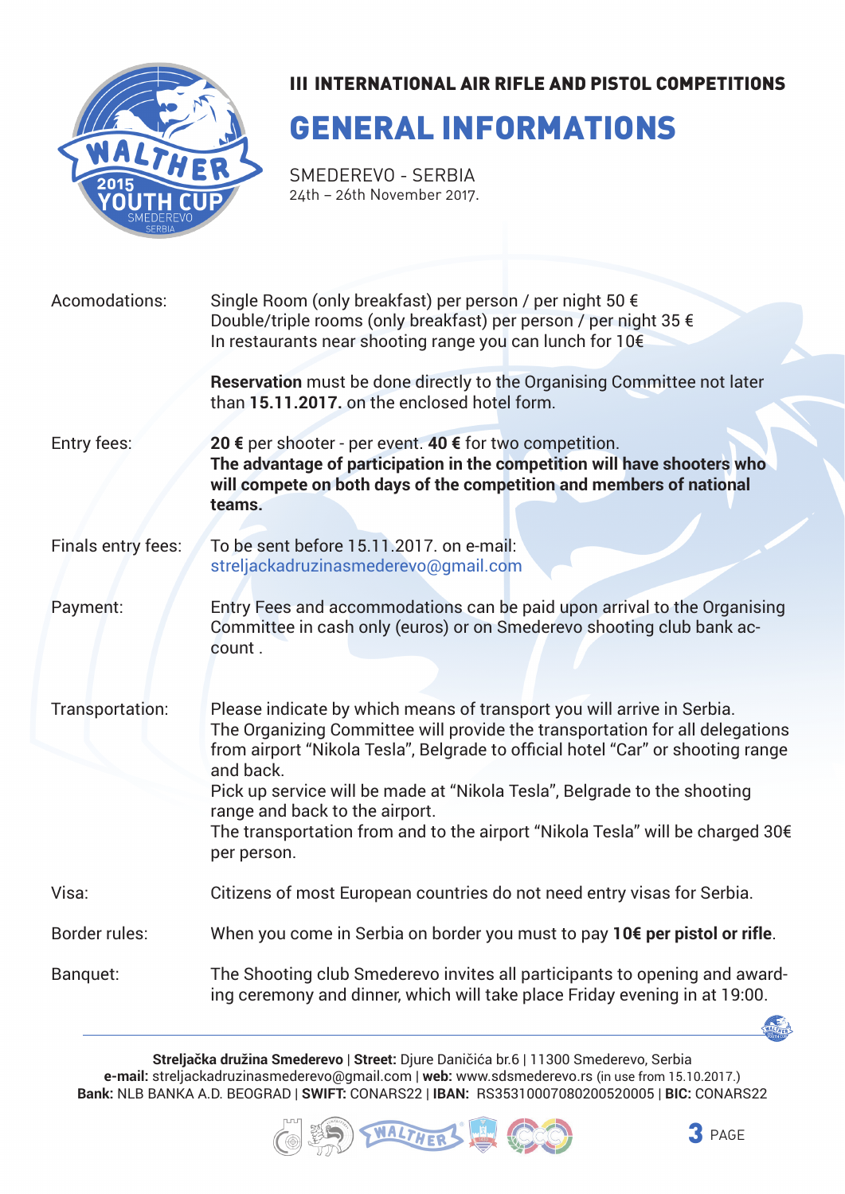### III INTERNATIONAL AIR RIFLE AND PISTOL COMPETITIONS

# GENERAL INFORMATIONS

SMEDEREVO - SERBIA
24th – 26th November 2017.

| | |
|---|---|
| Acomodations: | Single Room (only breakfast) per person / per night 50 €<br>Double/triple rooms (only breakfast) per person / per night 35 €<br>In restaurants near shooting range you can lunch for 10€<br><br>**Reservation** must be done directly to the Organising Committee not later than **15.11.2017.** on the enclosed hotel form. |
| Entry fees: | **20 €** per shooter - per event. **40 €** for two competition.<br>**The advantage of participation in the competition will have shooters who will compete on both days of the competition and members of national teams.** |
| Finals entry fees: | To be sent before 15.11.2017. on e-mail:<br>streljackadruzinasmederevo@gmail.com |
| Payment: | Entry Fees and accommodations can be paid upon arrival to the Organising Committee in cash only (euros) or on Smederevo shooting club bank account . |
| Transportation: | Please indicate by which means of transport you will arrive in Serbia.<br>The Organizing Committee will provide the transportation for all delegations from airport "Nikola Tesla", Belgrade to official hotel "Car" or shooting range and back.<br>Pick up service will be made at "Nikola Tesla", Belgrade to the shooting range and back to the airport.<br>The transportation from and to the airport "Nikola Tesla" will be charged 30€ per person. |
| Visa: | Citizens of most European countries do not need entry visas for Serbia. |
| Border rules: | When you come in Serbia on border you must to pay **10€ per pistol or rifle**. |
| Banquet: | The Shooting club Smederevo invites all participants to opening and awarding ceremony and dinner, which will take place Friday evening in at 19:00. |

**Streljačka družina Smederevo** | **Street:** Djure Daničića br.6 | 11300 Smederevo, Serbia
**e-mail:** streljackadruzinasmederevo@gmail.com | **web:** www.sdsmederevo.rs (in use from 15.10.2017.)
**Bank:** NLB BANKA A.D. BEOGRAD | **SWIFT:** CONARS22 | **IBAN:** RS35310007080200520005 | **BIC:** CONARS22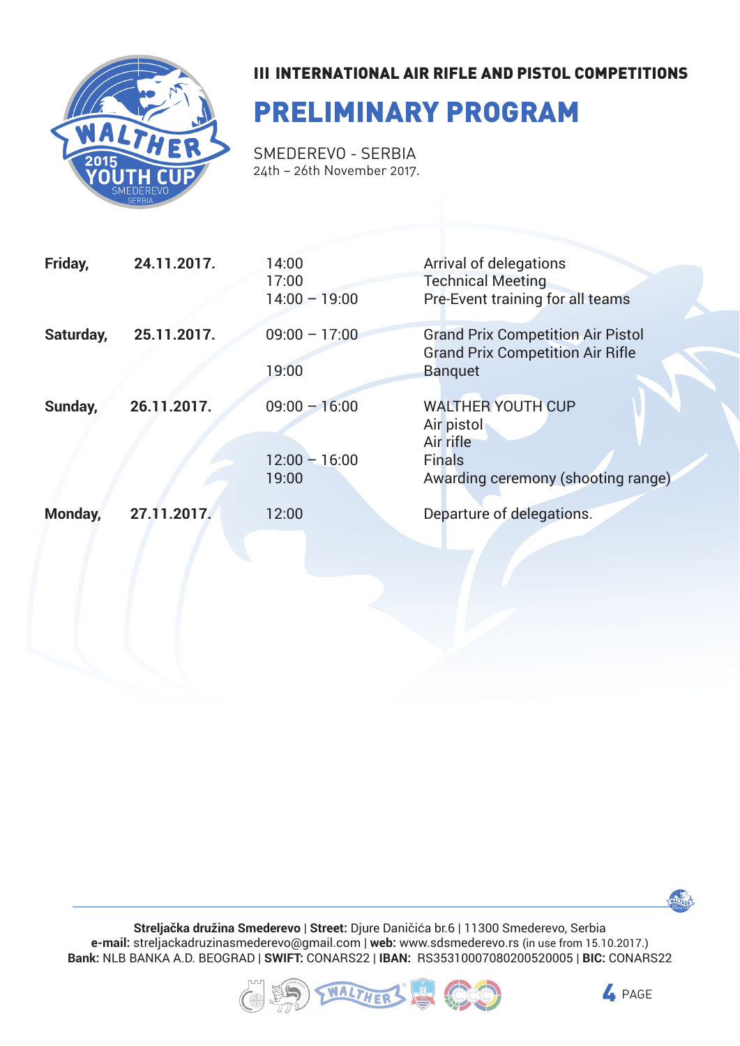### III INTERNATIONAL AIR RIFLE AND PISTOL COMPETITIONS

# PRELIMINARY PROGRAM

SMEDEREVO - SERBIA
24th – 26th November 2017.

| | | | |
|---|---|---|---|
| **Friday,** | **24.11.2017.** | 14:00<br>17:00<br>14:00 – 19:00 | Arrival of delegations<br>Technical Meeting<br>Pre-Event training for all teams |
| **Saturday,** | **25.11.2017.** | 09:00 – 17:00<br><br>19:00 | Grand Prix Competition Air Pistol<br>Grand Prix Competition Air Rifle<br>Banquet |
| **Sunday,** | **26.11.2017.** | 09:00 – 16:00<br><br><br>12:00 – 16:00<br>19:00 | WALTHER YOUTH CUP<br>Air pistol<br>Air rifle<br>Finals<br>Awarding ceremony (shooting range) |
| **Monday,** | **27.11.2017.** | 12:00 | Departure of delegations. |

**Streljačka družina Smederevo** | **Street:** Djure Daničića br.6 | 11300 Smederevo, Serbia
**e-mail:** streljackadruzinasmederevo@gmail.com | **web:** www.sdsmederevo.rs (in use from 15.10.2017.)
**Bank:** NLB BANKA A.D. BEOGRAD | **SWIFT:** CONARS22 | **IBAN:** RS35310007080200520005 | **BIC:** CONARS22